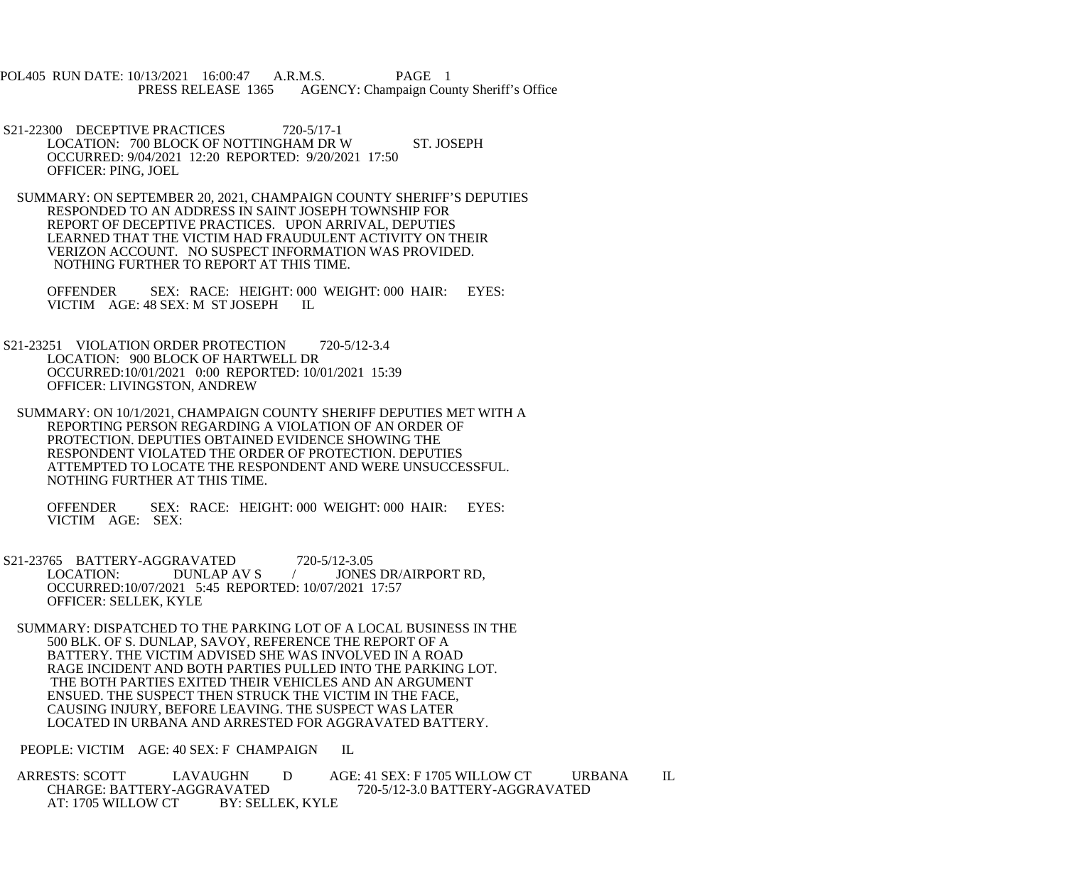POL405 RUN DATE: 10/13/2021 16:00:47 A.R.M.S. PAGE 1
PRESS RELEASE 1365 AGENCY: Champaign County Sheriff's Office

S21-22300 DECEPTIVE PRACTICES 720-5/17-1
LOCATION: 700 BLOCK OF NOTTINGHAM DR W ST. JOSEPH
OCCURRED: 9/04/2021 12:20 REPORTED: 9/20/2021 17:50
OFFICER: PING, JOEL

SUMMARY: ON SEPTEMBER 20, 2021, CHAMPAIGN COUNTY SHERIFF'S DEPUTIES RESPONDED TO AN ADDRESS IN SAINT JOSEPH TOWNSHIP FOR REPORT OF DECEPTIVE PRACTICES. UPON ARRIVAL, DEPUTIES LEARNED THAT THE VICTIM HAD FRAUDULENT ACTIVITY ON THEIR VERIZON ACCOUNT. NO SUSPECT INFORMATION WAS PROVIDED. NOTHING FURTHER TO REPORT AT THIS TIME.

OFFENDER SEX: RACE: HEIGHT: 000 WEIGHT: 000 HAIR: EYES:
VICTIM AGE: 48 SEX: M ST JOSEPH IL

S21-23251 VIOLATION ORDER PROTECTION 720-5/12-3.4
LOCATION: 900 BLOCK OF HARTWELL DR
OCCURRED:10/01/2021 0:00 REPORTED: 10/01/2021 15:39
OFFICER: LIVINGSTON, ANDREW

SUMMARY: ON 10/1/2021, CHAMPAIGN COUNTY SHERIFF DEPUTIES MET WITH A REPORTING PERSON REGARDING A VIOLATION OF AN ORDER OF PROTECTION. DEPUTIES OBTAINED EVIDENCE SHOWING THE RESPONDENT VIOLATED THE ORDER OF PROTECTION. DEPUTIES ATTEMPTED TO LOCATE THE RESPONDENT AND WERE UNSUCCESSFUL. NOTHING FURTHER AT THIS TIME.

OFFENDER SEX: RACE: HEIGHT: 000 WEIGHT: 000 HAIR: EYES:
VICTIM AGE: SEX:

S21-23765 BATTERY-AGGRAVATED 720-5/12-3.05
LOCATION: DUNLAP AV S / JONES DR/AIRPORT RD,
OCCURRED:10/07/2021 5:45 REPORTED: 10/07/2021 17:57
OFFICER: SELLEK, KYLE

SUMMARY: DISPATCHED TO THE PARKING LOT OF A LOCAL BUSINESS IN THE 500 BLK. OF S. DUNLAP, SAVOY, REFERENCE THE REPORT OF A BATTERY. THE VICTIM ADVISED SHE WAS INVOLVED IN A ROAD RAGE INCIDENT AND BOTH PARTIES PULLED INTO THE PARKING LOT. THE BOTH PARTIES EXITED THEIR VEHICLES AND AN ARGUMENT ENSUED. THE SUSPECT THEN STRUCK THE VICTIM IN THE FACE, CAUSING INJURY, BEFORE LEAVING. THE SUSPECT WAS LATER LOCATED IN URBANA AND ARRESTED FOR AGGRAVATED BATTERY.

PEOPLE: VICTIM AGE: 40 SEX: F CHAMPAIGN IL

ARRESTS: SCOTT LAVAUGHN D AGE: 41 SEX: F 1705 WILLOW CT URBANA IL
CHARGE: BATTERY-AGGRAVATED 720-5/12-3.0 BATTERY-AGGRAVATED
AT: 1705 WILLOW CT BY: SELLEK, KYLE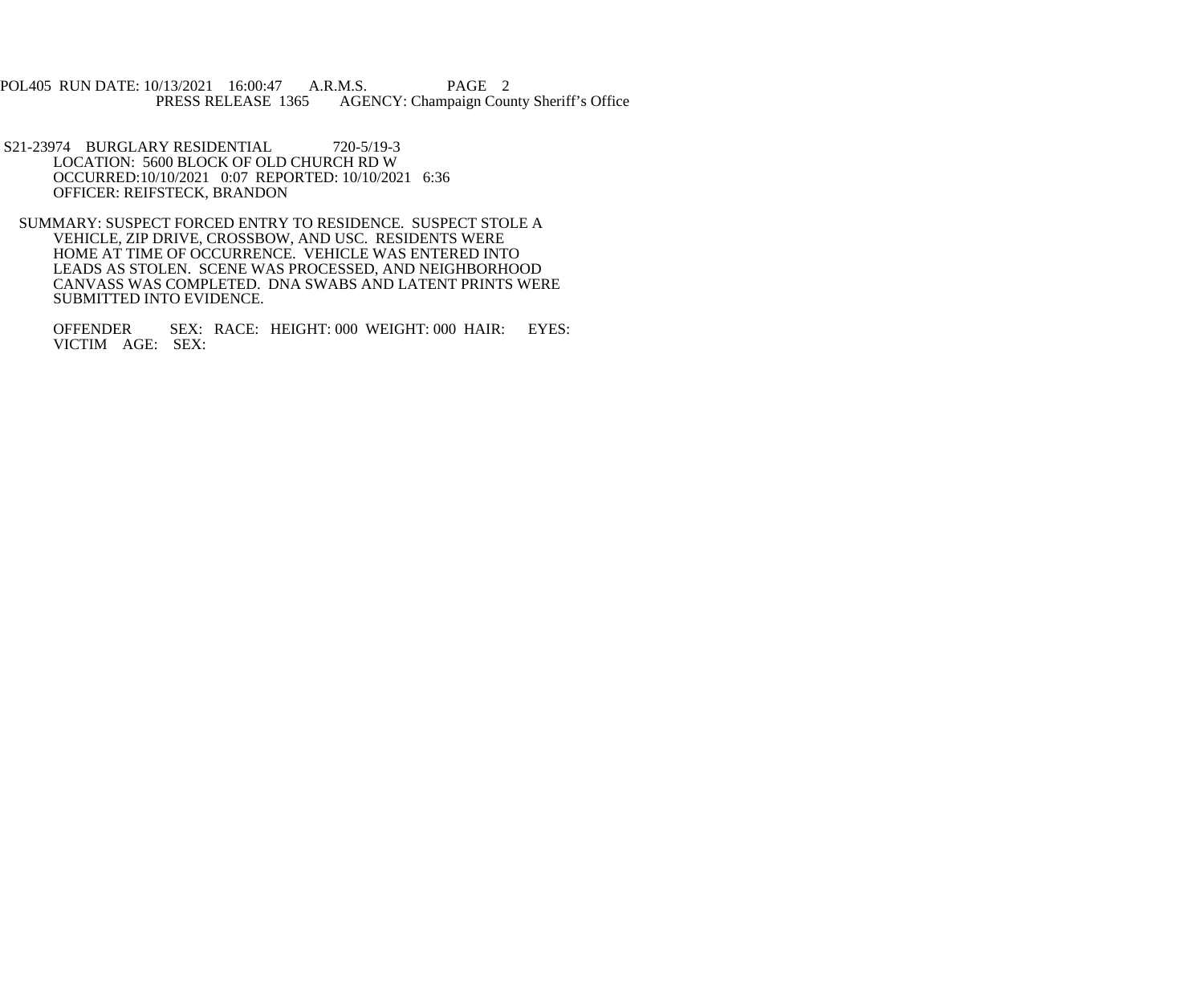S21-23974 BURGLARY RESIDENTIAL 720-5/19-3

LOCATION: 5600 BLOCK OF OLD CHURCH RD W

OCCURRED:10/10/2021 0:07 REPORTED: 10/10/2021 6:36

OFFICER: REIFSTECK, BRANDON

SUMMARY: SUSPECT FORCED ENTRY TO RESIDENCE. SUSPECT STOLE A VEHICLE, ZIP DRIVE, CROSSBOW, AND USC. RESIDENTS WERE HOME AT TIME OF OCCURRENCE. VEHICLE WAS ENTERED INTO LEADS AS STOLEN. SCENE WAS PROCESSED, AND NEIGHBORHOOD CANVASS WAS COMPLETED. DNA SWABS AND LATENT PRINTS WERE SUBMITTED INTO EVIDENCE.

OFFENDER SEX: RACE: HEIGHT: 000 WEIGHT: 000 HAIR: EYES:

VICTIM AGE: SEX: